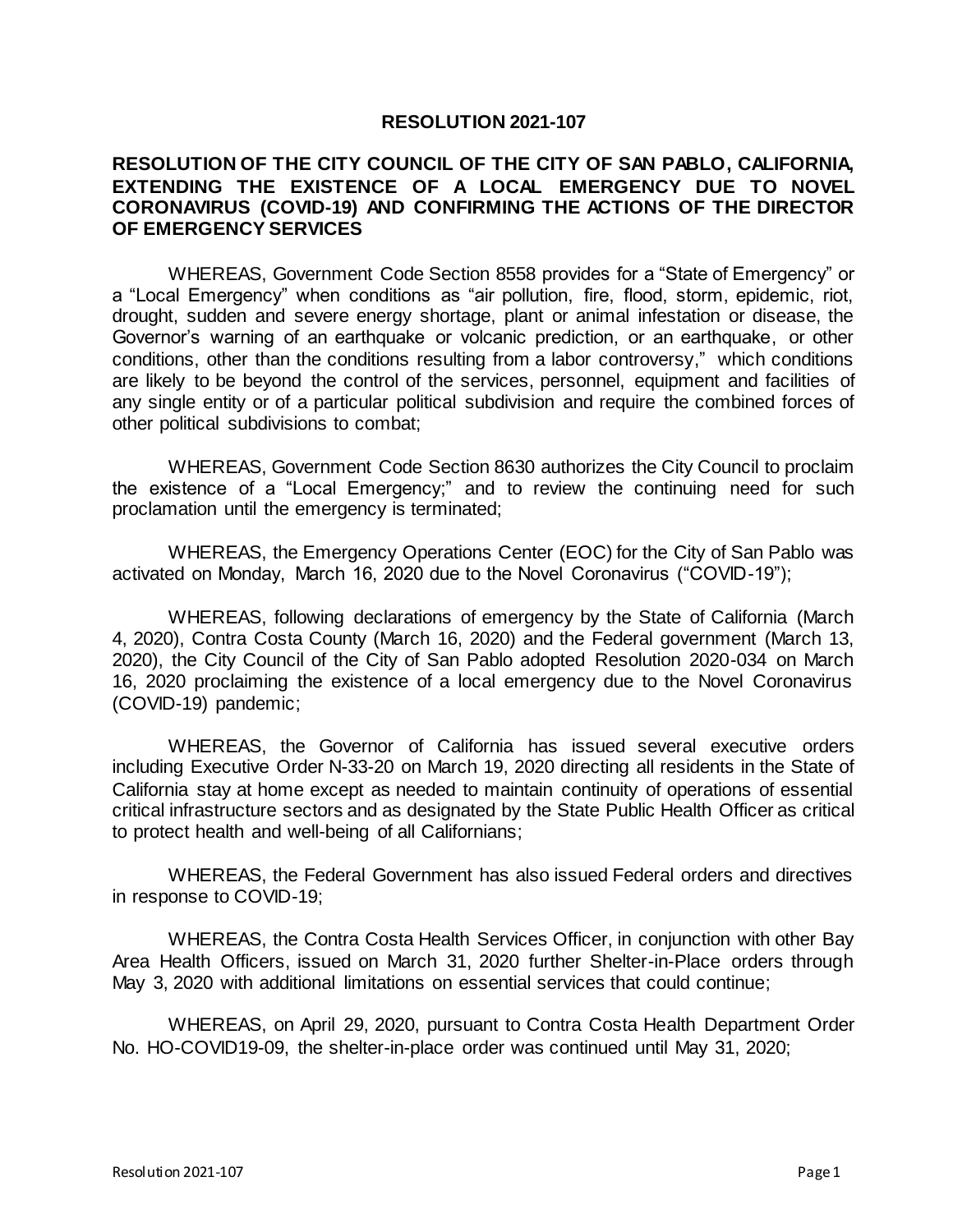# RESOLUTION 2021-107

## RESOLUTION OF THE CITY COUNCIL OF THE CITY OF SAN PABLO, CALIFORNIA, EXTENDING THE EXISTENCE OF A LOCAL EMERGENCY DUE TO NOVEL CORONAVIRUS (COVID-19) AND CONFIRMING THE ACTIONS OF THE DIRECTOR OF EMERGENCY SERVICES

WHEREAS, Government Code Section 8558 provides for a "State of Emergency" or a "Local Emergency" when conditions as "air pollution, fire, flood, storm, epidemic, riot, drought, sudden and severe energy shortage, plant or animal infestation or disease, the Governor's warning of an earthquake or volcanic prediction, or an earthquake, or other conditions, other than the conditions resulting from a labor controversy," which conditions are likely to be beyond the control of the services, personnel, equipment and facilities of any single entity or of a particular political subdivision and require the combined forces of other political subdivisions to combat;

WHEREAS, Government Code Section 8630 authorizes the City Council to proclaim the existence of a "Local Emergency;" and to review the continuing need for such proclamation until the emergency is terminated;

WHEREAS, the Emergency Operations Center (EOC) for the City of San Pablo was activated on Monday, March 16, 2020 due to the Novel Coronavirus ("COVID-19");

WHEREAS, following declarations of emergency by the State of California (March 4, 2020), Contra Costa County (March 16, 2020) and the Federal government (March 13, 2020), the City Council of the City of San Pablo adopted Resolution 2020-034 on March 16, 2020 proclaiming the existence of a local emergency due to the Novel Coronavirus (COVID-19) pandemic;

WHEREAS, the Governor of California has issued several executive orders including Executive Order N-33-20 on March 19, 2020 directing all residents in the State of California stay at home except as needed to maintain continuity of operations of essential critical infrastructure sectors and as designated by the State Public Health Officer as critical to protect health and well-being of all Californians;

WHEREAS, the Federal Government has also issued Federal orders and directives in response to COVID-19;

WHEREAS, the Contra Costa Health Services Officer, in conjunction with other Bay Area Health Officers, issued on March 31, 2020 further Shelter-in-Place orders through May 3, 2020 with additional limitations on essential services that could continue;

WHEREAS, on April 29, 2020, pursuant to Contra Costa Health Department Order No. HO-COVID19-09, the shelter-in-place order was continued until May 31, 2020;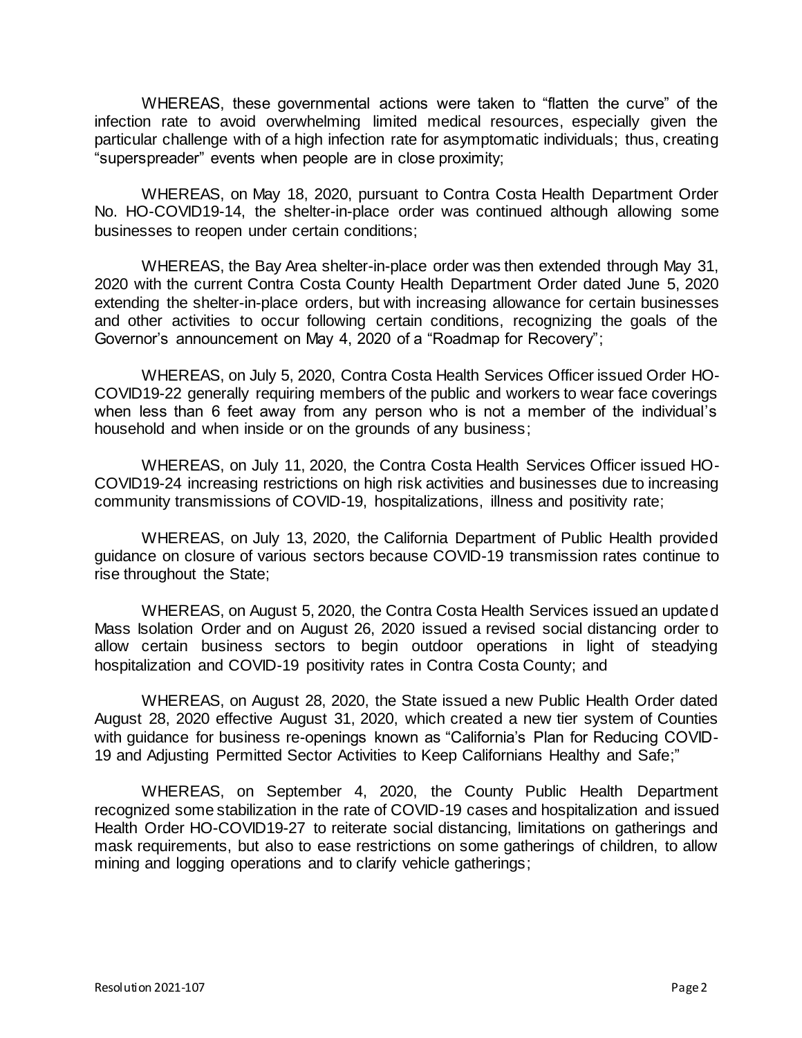WHEREAS, these governmental actions were taken to "flatten the curve" of the infection rate to avoid overwhelming limited medical resources, especially given the particular challenge with of a high infection rate for asymptomatic individuals; thus, creating "superspreader" events when people are in close proximity;

WHEREAS, on May 18, 2020, pursuant to Contra Costa Health Department Order No. HO-COVID19-14, the shelter-in-place order was continued although allowing some businesses to reopen under certain conditions;

WHEREAS, the Bay Area shelter-in-place order was then extended through May 31, 2020 with the current Contra Costa County Health Department Order dated June 5, 2020 extending the shelter-in-place orders, but with increasing allowance for certain businesses and other activities to occur following certain conditions, recognizing the goals of the Governor's announcement on May 4, 2020 of a "Roadmap for Recovery";

WHEREAS, on July 5, 2020, Contra Costa Health Services Officer issued Order HO-COVID19-22 generally requiring members of the public and workers to wear face coverings when less than 6 feet away from any person who is not a member of the individual's household and when inside or on the grounds of any business;

WHEREAS, on July 11, 2020, the Contra Costa Health Services Officer issued HO-COVID19-24 increasing restrictions on high risk activities and businesses due to increasing community transmissions of COVID-19, hospitalizations, illness and positivity rate;

WHEREAS, on July 13, 2020, the California Department of Public Health provided guidance on closure of various sectors because COVID-19 transmission rates continue to rise throughout the State;

WHEREAS, on August 5, 2020, the Contra Costa Health Services issued an updated Mass Isolation Order and on August 26, 2020 issued a revised social distancing order to allow certain business sectors to begin outdoor operations in light of steadying hospitalization and COVID-19 positivity rates in Contra Costa County; and

WHEREAS, on August 28, 2020, the State issued a new Public Health Order dated August 28, 2020 effective August 31, 2020, which created a new tier system of Counties with guidance for business re-openings known as "California's Plan for Reducing COVID-19 and Adjusting Permitted Sector Activities to Keep Californians Healthy and Safe;"

WHEREAS, on September 4, 2020, the County Public Health Department recognized some stabilization in the rate of COVID-19 cases and hospitalization and issued Health Order HO-COVID19-27 to reiterate social distancing, limitations on gatherings and mask requirements, but also to ease restrictions on some gatherings of children, to allow mining and logging operations and to clarify vehicle gatherings;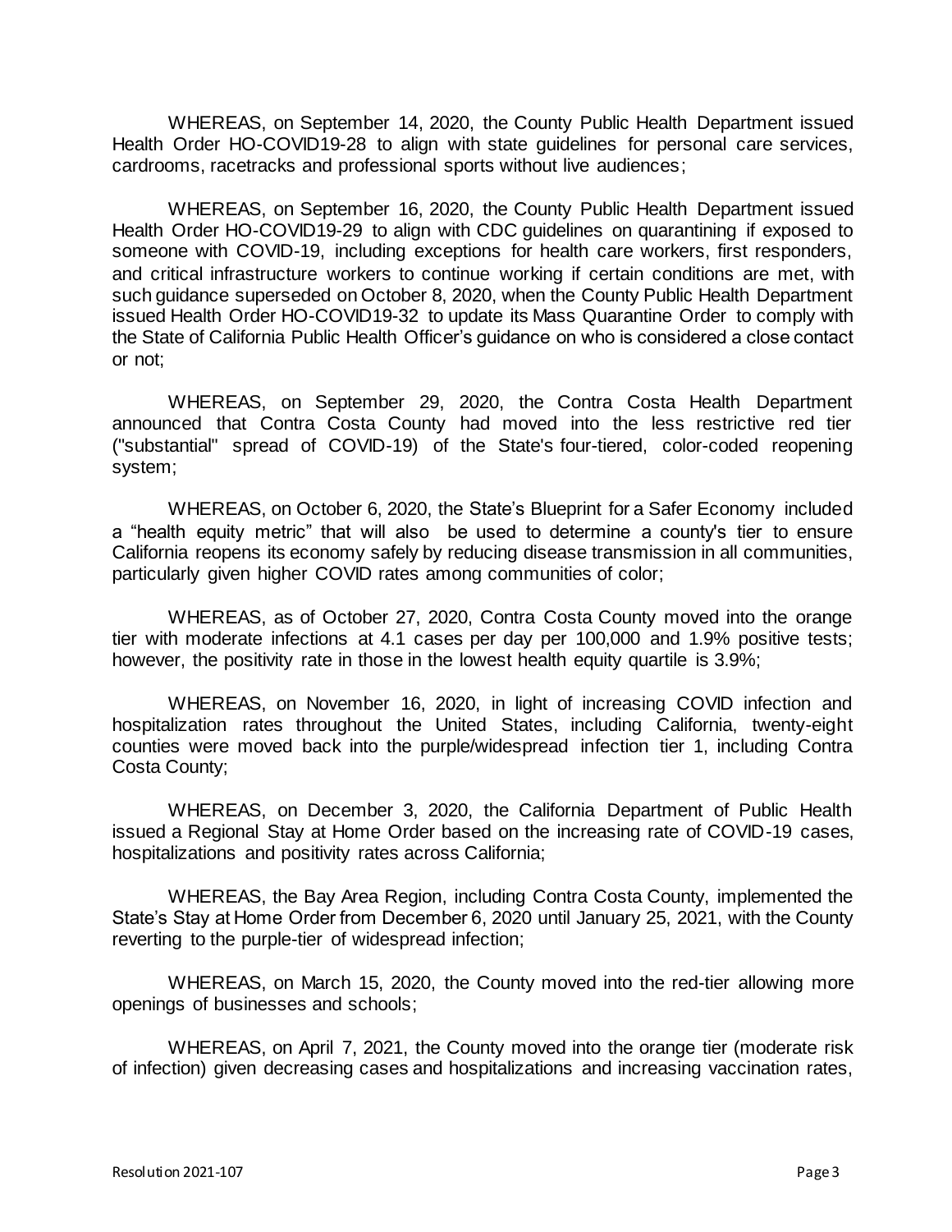WHEREAS, on September 14, 2020, the County Public Health Department issued Health Order HO-COVID19-28 to align with state guidelines for personal care services, cardrooms, racetracks and professional sports without live audiences;

WHEREAS, on September 16, 2020, the County Public Health Department issued Health Order HO-COVID19-29 to align with CDC guidelines on quarantining if exposed to someone with COVID-19, including exceptions for health care workers, first responders, and critical infrastructure workers to continue working if certain conditions are met, with such guidance superseded on October 8, 2020, when the County Public Health Department issued Health Order HO-COVID19-32 to update its Mass Quarantine Order to comply with the State of California Public Health Officer's guidance on who is considered a close contact or not;

WHEREAS, on September 29, 2020, the Contra Costa Health Department announced that Contra Costa County had moved into the less restrictive red tier ("substantial" spread of COVID-19) of the State's four-tiered, color-coded reopening system;

WHEREAS, on October 6, 2020, the State's Blueprint for a Safer Economy included a "health equity metric" that will also be used to determine a county's tier to ensure California reopens its economy safely by reducing disease transmission in all communities, particularly given higher COVID rates among communities of color;

WHEREAS, as of October 27, 2020, Contra Costa County moved into the orange tier with moderate infections at 4.1 cases per day per 100,000 and 1.9% positive tests; however, the positivity rate in those in the lowest health equity quartile is 3.9%;

WHEREAS, on November 16, 2020, in light of increasing COVID infection and hospitalization rates throughout the United States, including California, twenty-eight counties were moved back into the purple/widespread infection tier 1, including Contra Costa County;

WHEREAS, on December 3, 2020, the California Department of Public Health issued a Regional Stay at Home Order based on the increasing rate of COVID-19 cases, hospitalizations and positivity rates across California;

WHEREAS, the Bay Area Region, including Contra Costa County, implemented the State's Stay at Home Order from December 6, 2020 until January 25, 2021, with the County reverting to the purple-tier of widespread infection;

WHEREAS, on March 15, 2020, the County moved into the red-tier allowing more openings of businesses and schools;

WHEREAS, on April 7, 2021, the County moved into the orange tier (moderate risk of infection) given decreasing cases and hospitalizations and increasing vaccination rates,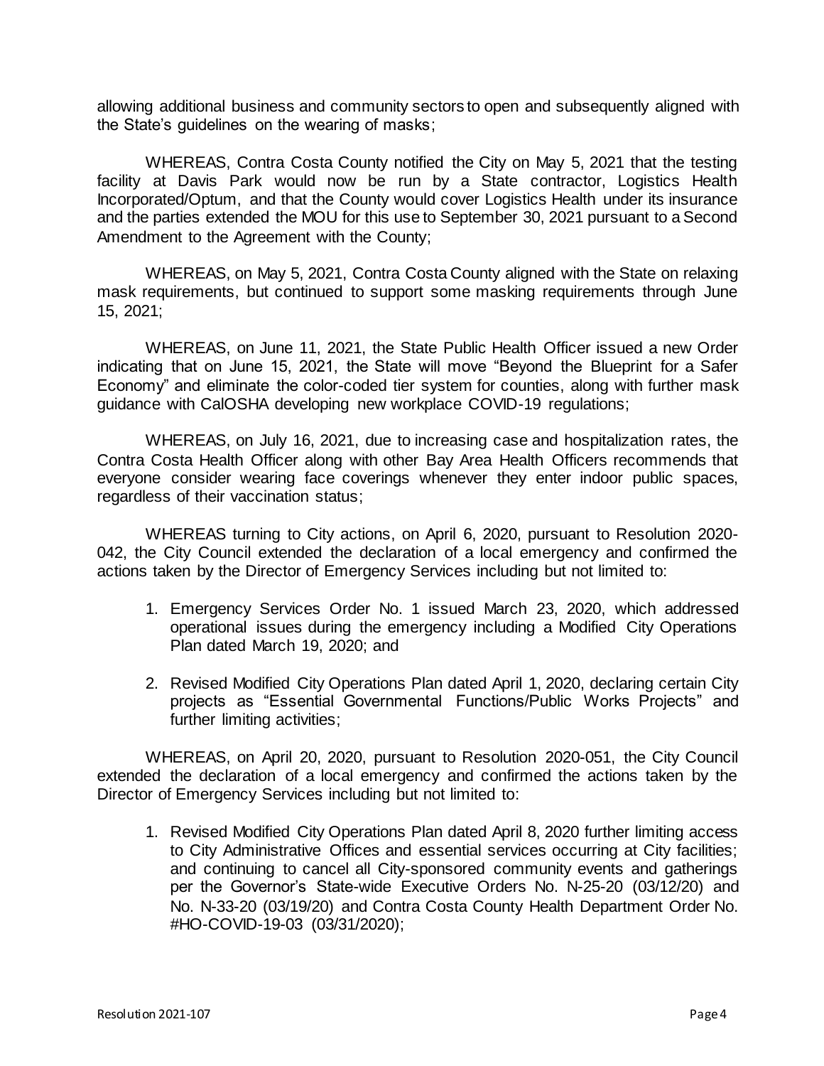allowing additional business and community sectors to open and subsequently aligned with the State's guidelines on the wearing of masks;

WHEREAS, Contra Costa County notified the City on May 5, 2021 that the testing facility at Davis Park would now be run by a State contractor, Logistics Health Incorporated/Optum, and that the County would cover Logistics Health under its insurance and the parties extended the MOU for this use to September 30, 2021 pursuant to a Second Amendment to the Agreement with the County;

WHEREAS, on May 5, 2021, Contra Costa County aligned with the State on relaxing mask requirements, but continued to support some masking requirements through June 15, 2021;

WHEREAS, on June 11, 2021, the State Public Health Officer issued a new Order indicating that on June 15, 2021, the State will move "Beyond the Blueprint for a Safer Economy" and eliminate the color-coded tier system for counties, along with further mask guidance with CalOSHA developing new workplace COVID-19 regulations;

WHEREAS, on July 16, 2021, due to increasing case and hospitalization rates, the Contra Costa Health Officer along with other Bay Area Health Officers recommends that everyone consider wearing face coverings whenever they enter indoor public spaces, regardless of their vaccination status;

WHEREAS turning to City actions, on April 6, 2020, pursuant to Resolution 2020-042, the City Council extended the declaration of a local emergency and confirmed the actions taken by the Director of Emergency Services including but not limited to:

1. Emergency Services Order No. 1 issued March 23, 2020, which addressed operational issues during the emergency including a Modified City Operations Plan dated March 19, 2020; and

2. Revised Modified City Operations Plan dated April 1, 2020, declaring certain City projects as "Essential Governmental Functions/Public Works Projects" and further limiting activities;

WHEREAS, on April 20, 2020, pursuant to Resolution 2020-051, the City Council extended the declaration of a local emergency and confirmed the actions taken by the Director of Emergency Services including but not limited to:

1. Revised Modified City Operations Plan dated April 8, 2020 further limiting access to City Administrative Offices and essential services occurring at City facilities; and continuing to cancel all City-sponsored community events and gatherings per the Governor's State-wide Executive Orders No. N-25-20 (03/12/20) and No. N-33-20 (03/19/20) and Contra Costa County Health Department Order No. #HO-COVID-19-03 (03/31/2020);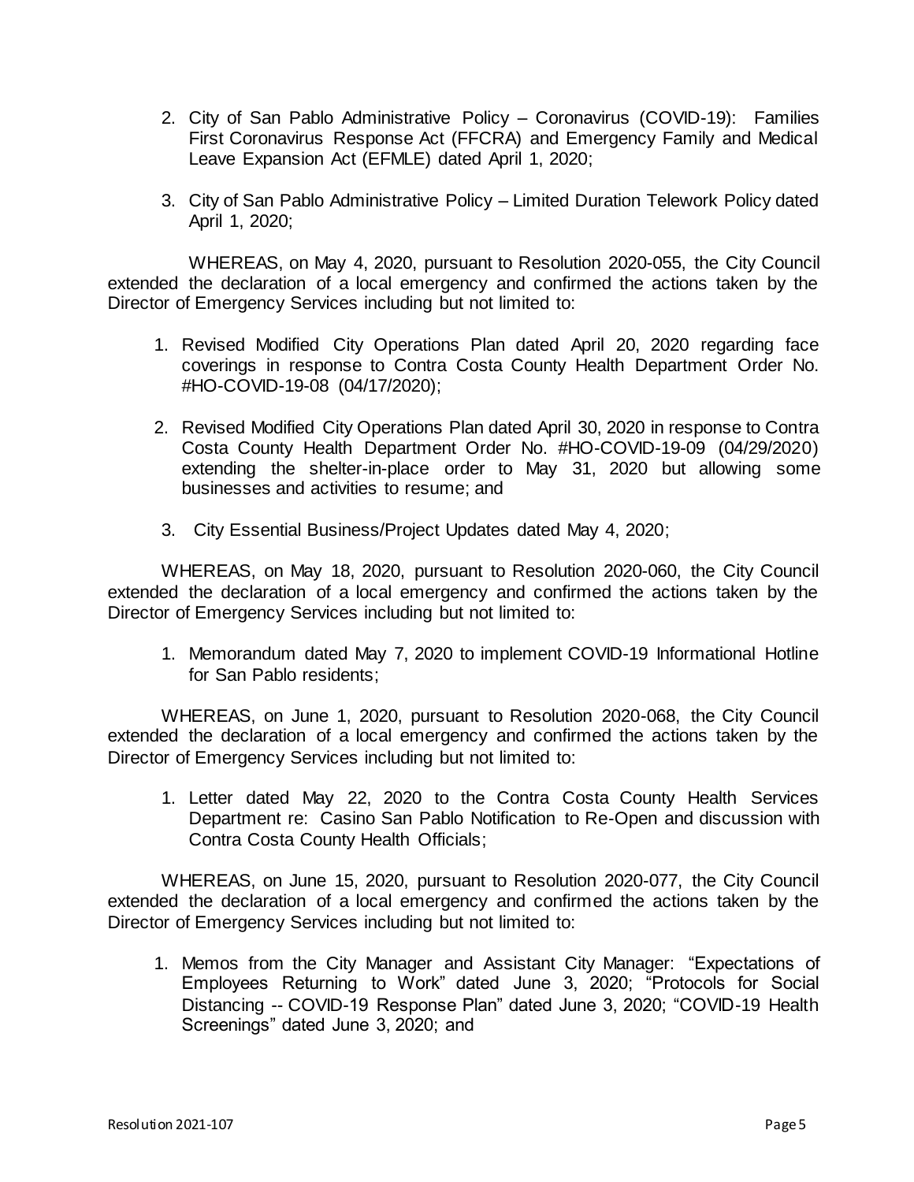2. City of San Pablo Administrative Policy – Coronavirus (COVID-19): Families First Coronavirus Response Act (FFCRA) and Emergency Family and Medical Leave Expansion Act (EFMLE) dated April 1, 2020;

3. City of San Pablo Administrative Policy – Limited Duration Telework Policy dated April 1, 2020;

WHEREAS, on May 4, 2020, pursuant to Resolution 2020-055, the City Council extended the declaration of a local emergency and confirmed the actions taken by the Director of Emergency Services including but not limited to:

1. Revised Modified City Operations Plan dated April 20, 2020 regarding face coverings in response to Contra Costa County Health Department Order No. #HO-COVID-19-08 (04/17/2020);

2. Revised Modified City Operations Plan dated April 30, 2020 in response to Contra Costa County Health Department Order No. #HO-COVID-19-09 (04/29/2020) extending the shelter-in-place order to May 31, 2020 but allowing some businesses and activities to resume; and

3. City Essential Business/Project Updates dated May 4, 2020;

WHEREAS, on May 18, 2020, pursuant to Resolution 2020-060, the City Council extended the declaration of a local emergency and confirmed the actions taken by the Director of Emergency Services including but not limited to:

1. Memorandum dated May 7, 2020 to implement COVID-19 Informational Hotline for San Pablo residents;

WHEREAS, on June 1, 2020, pursuant to Resolution 2020-068, the City Council extended the declaration of a local emergency and confirmed the actions taken by the Director of Emergency Services including but not limited to:

1. Letter dated May 22, 2020 to the Contra Costa County Health Services Department re: Casino San Pablo Notification to Re-Open and discussion with Contra Costa County Health Officials;

WHEREAS, on June 15, 2020, pursuant to Resolution 2020-077, the City Council extended the declaration of a local emergency and confirmed the actions taken by the Director of Emergency Services including but not limited to:

1. Memos from the City Manager and Assistant City Manager: "Expectations of Employees Returning to Work" dated June 3, 2020; "Protocols for Social Distancing -- COVID-19 Response Plan" dated June 3, 2020; "COVID-19 Health Screenings" dated June 3, 2020; and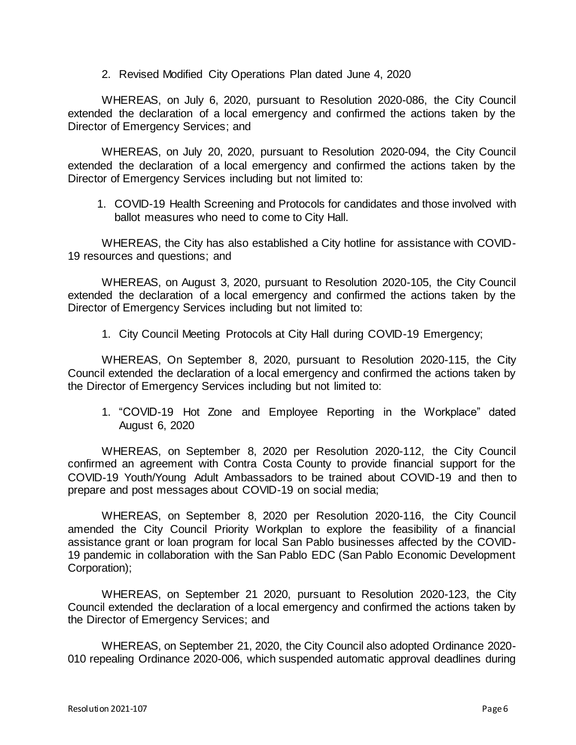2. Revised Modified City Operations Plan dated June 4, 2020

WHEREAS, on July 6, 2020, pursuant to Resolution 2020-086, the City Council extended the declaration of a local emergency and confirmed the actions taken by the Director of Emergency Services; and

WHEREAS, on July 20, 2020, pursuant to Resolution 2020-094, the City Council extended the declaration of a local emergency and confirmed the actions taken by the Director of Emergency Services including but not limited to:

1. COVID-19 Health Screening and Protocols for candidates and those involved with ballot measures who need to come to City Hall.

WHEREAS, the City has also established a City hotline for assistance with COVID-19 resources and questions; and

WHEREAS, on August 3, 2020, pursuant to Resolution 2020-105, the City Council extended the declaration of a local emergency and confirmed the actions taken by the Director of Emergency Services including but not limited to:

1. City Council Meeting Protocols at City Hall during COVID-19 Emergency;

WHEREAS, On September 8, 2020, pursuant to Resolution 2020-115, the City Council extended the declaration of a local emergency and confirmed the actions taken by the Director of Emergency Services including but not limited to:

1. "COVID-19 Hot Zone and Employee Reporting in the Workplace" dated August 6, 2020

WHEREAS, on September 8, 2020 per Resolution 2020-112, the City Council confirmed an agreement with Contra Costa County to provide financial support for the COVID-19 Youth/Young Adult Ambassadors to be trained about COVID-19 and then to prepare and post messages about COVID-19 on social media;

WHEREAS, on September 8, 2020 per Resolution 2020-116, the City Council amended the City Council Priority Workplan to explore the feasibility of a financial assistance grant or loan program for local San Pablo businesses affected by the COVID-19 pandemic in collaboration with the San Pablo EDC (San Pablo Economic Development Corporation);

WHEREAS, on September 21 2020, pursuant to Resolution 2020-123, the City Council extended the declaration of a local emergency and confirmed the actions taken by the Director of Emergency Services; and

WHEREAS, on September 21, 2020, the City Council also adopted Ordinance 2020-010 repealing Ordinance 2020-006, which suspended automatic approval deadlines during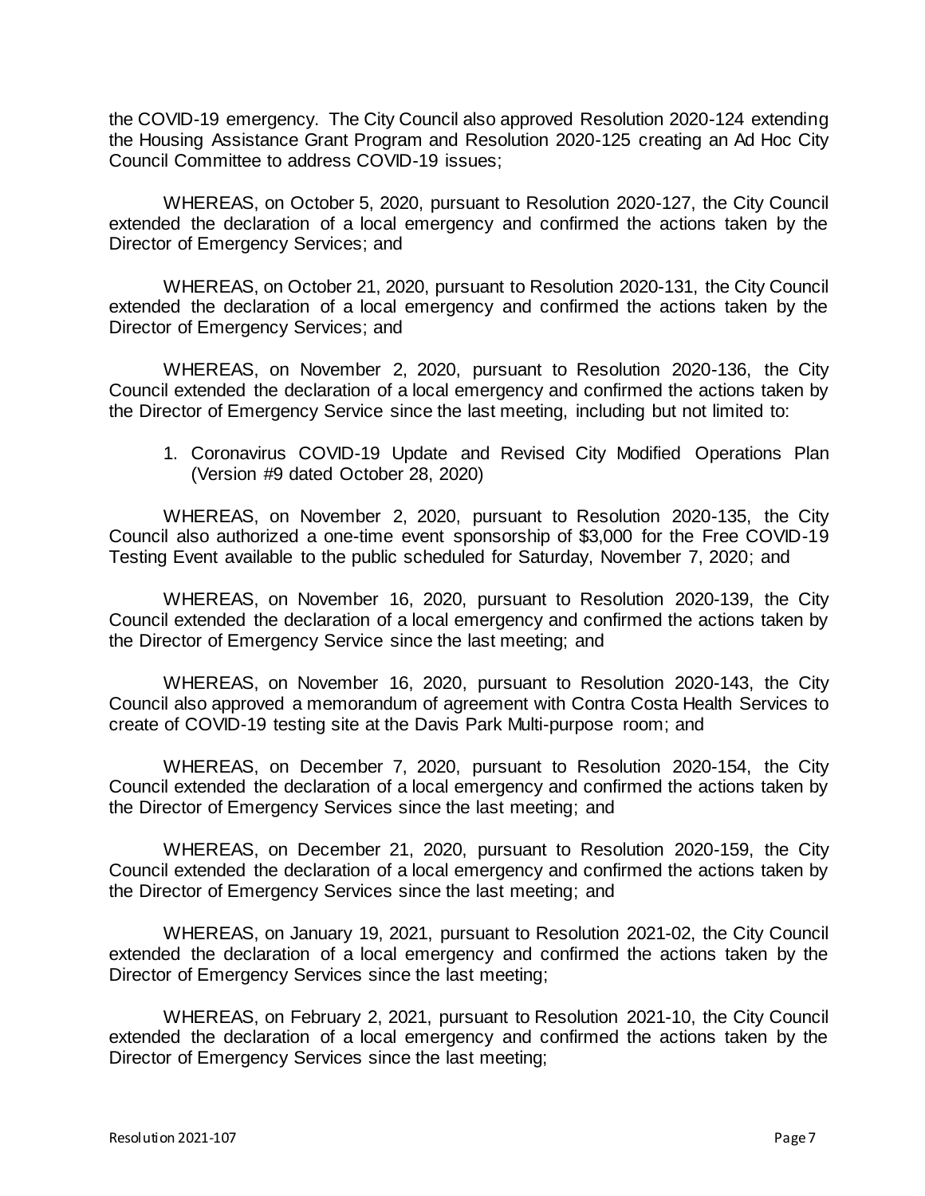the COVID-19 emergency. The City Council also approved Resolution 2020-124 extending the Housing Assistance Grant Program and Resolution 2020-125 creating an Ad Hoc City Council Committee to address COVID-19 issues;

WHEREAS, on October 5, 2020, pursuant to Resolution 2020-127, the City Council extended the declaration of a local emergency and confirmed the actions taken by the Director of Emergency Services; and

WHEREAS, on October 21, 2020, pursuant to Resolution 2020-131, the City Council extended the declaration of a local emergency and confirmed the actions taken by the Director of Emergency Services; and

WHEREAS, on November 2, 2020, pursuant to Resolution 2020-136, the City Council extended the declaration of a local emergency and confirmed the actions taken by the Director of Emergency Service since the last meeting, including but not limited to:

1. Coronavirus COVID-19 Update and Revised City Modified Operations Plan (Version #9 dated October 28, 2020)

WHEREAS, on November 2, 2020, pursuant to Resolution 2020-135, the City Council also authorized a one-time event sponsorship of $3,000 for the Free COVID-19 Testing Event available to the public scheduled for Saturday, November 7, 2020; and

WHEREAS, on November 16, 2020, pursuant to Resolution 2020-139, the City Council extended the declaration of a local emergency and confirmed the actions taken by the Director of Emergency Service since the last meeting; and

WHEREAS, on November 16, 2020, pursuant to Resolution 2020-143, the City Council also approved a memorandum of agreement with Contra Costa Health Services to create of COVID-19 testing site at the Davis Park Multi-purpose room; and

WHEREAS, on December 7, 2020, pursuant to Resolution 2020-154, the City Council extended the declaration of a local emergency and confirmed the actions taken by the Director of Emergency Services since the last meeting; and

WHEREAS, on December 21, 2020, pursuant to Resolution 2020-159, the City Council extended the declaration of a local emergency and confirmed the actions taken by the Director of Emergency Services since the last meeting; and

WHEREAS, on January 19, 2021, pursuant to Resolution 2021-02, the City Council extended the declaration of a local emergency and confirmed the actions taken by the Director of Emergency Services since the last meeting;

WHEREAS, on February 2, 2021, pursuant to Resolution 2021-10, the City Council extended the declaration of a local emergency and confirmed the actions taken by the Director of Emergency Services since the last meeting;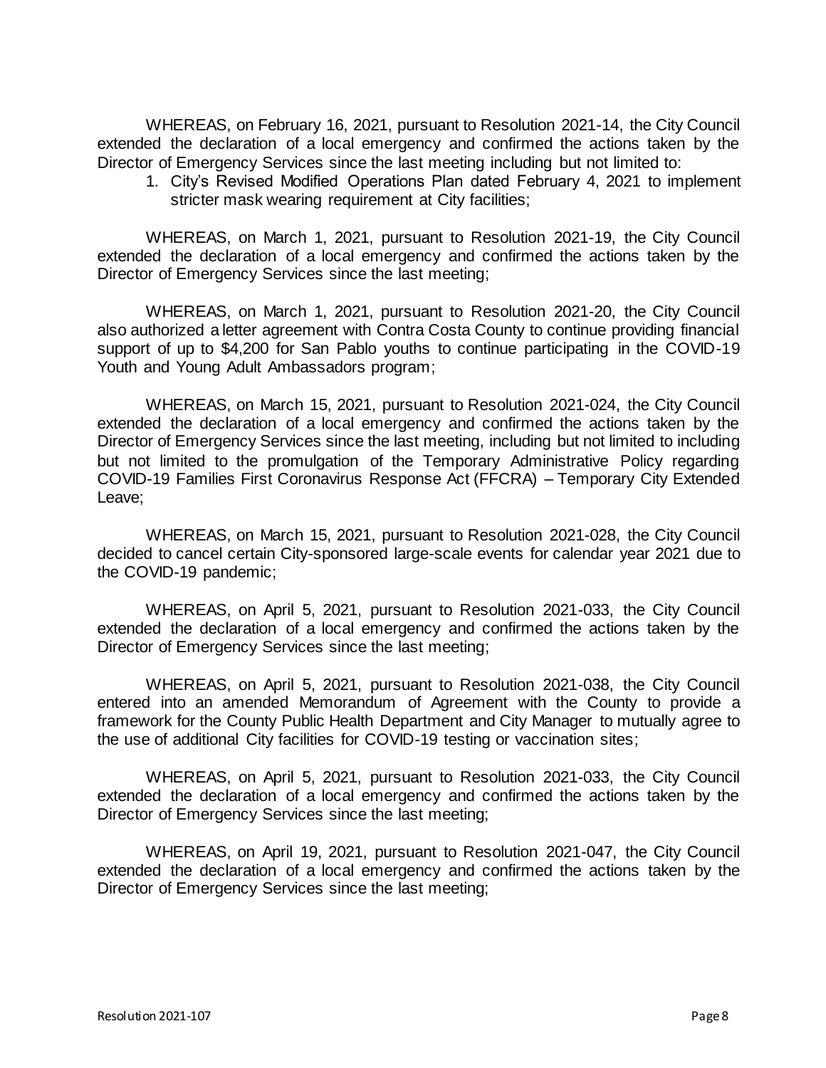WHEREAS, on February 16, 2021, pursuant to Resolution 2021-14, the City Council extended the declaration of a local emergency and confirmed the actions taken by the Director of Emergency Services since the last meeting including but not limited to:

1. City's Revised Modified Operations Plan dated February 4, 2021 to implement stricter mask wearing requirement at City facilities;

WHEREAS, on March 1, 2021, pursuant to Resolution 2021-19, the City Council extended the declaration of a local emergency and confirmed the actions taken by the Director of Emergency Services since the last meeting;

WHEREAS, on March 1, 2021, pursuant to Resolution 2021-20, the City Council also authorized a letter agreement with Contra Costa County to continue providing financial support of up to $4,200 for San Pablo youths to continue participating in the COVID-19 Youth and Young Adult Ambassadors program;

WHEREAS, on March 15, 2021, pursuant to Resolution 2021-024, the City Council extended the declaration of a local emergency and confirmed the actions taken by the Director of Emergency Services since the last meeting, including but not limited to including but not limited to the promulgation of the Temporary Administrative Policy regarding COVID-19 Families First Coronavirus Response Act (FFCRA) – Temporary City Extended Leave;

WHEREAS, on March 15, 2021, pursuant to Resolution 2021-028, the City Council decided to cancel certain City-sponsored large-scale events for calendar year 2021 due to the COVID-19 pandemic;

WHEREAS, on April 5, 2021, pursuant to Resolution 2021-033, the City Council extended the declaration of a local emergency and confirmed the actions taken by the Director of Emergency Services since the last meeting;

WHEREAS, on April 5, 2021, pursuant to Resolution 2021-038, the City Council entered into an amended Memorandum of Agreement with the County to provide a framework for the County Public Health Department and City Manager to mutually agree to the use of additional City facilities for COVID-19 testing or vaccination sites;

WHEREAS, on April 5, 2021, pursuant to Resolution 2021-033, the City Council extended the declaration of a local emergency and confirmed the actions taken by the Director of Emergency Services since the last meeting;

WHEREAS, on April 19, 2021, pursuant to Resolution 2021-047, the City Council extended the declaration of a local emergency and confirmed the actions taken by the Director of Emergency Services since the last meeting;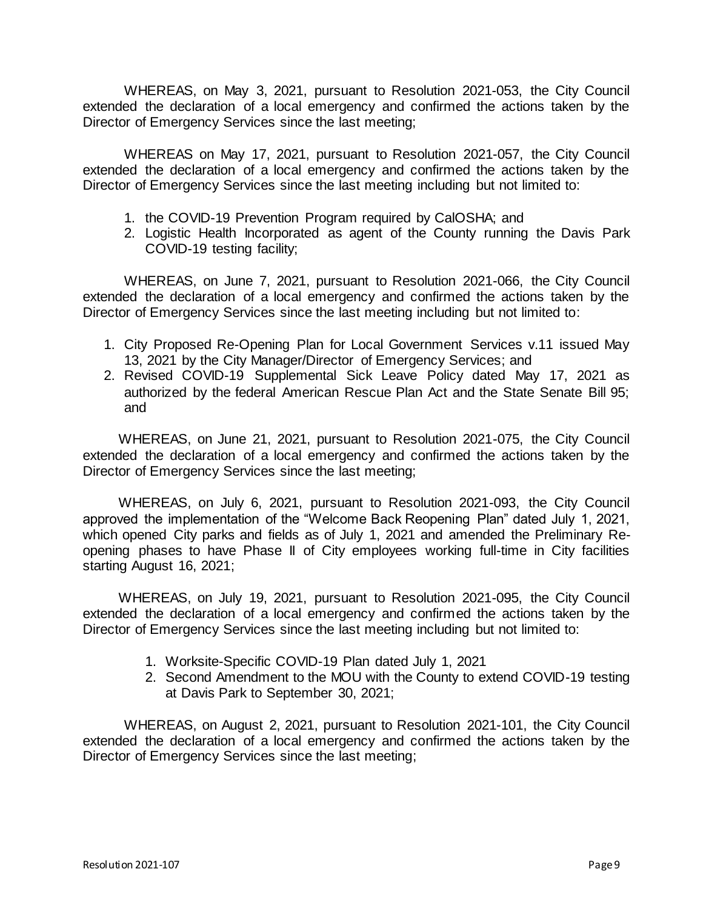WHEREAS, on May 3, 2021, pursuant to Resolution 2021-053, the City Council extended the declaration of a local emergency and confirmed the actions taken by the Director of Emergency Services since the last meeting;

WHEREAS on May 17, 2021, pursuant to Resolution 2021-057, the City Council extended the declaration of a local emergency and confirmed the actions taken by the Director of Emergency Services since the last meeting including but not limited to:

1. the COVID-19 Prevention Program required by CalOSHA; and
2. Logistic Health Incorporated as agent of the County running the Davis Park COVID-19 testing facility;

WHEREAS, on June 7, 2021, pursuant to Resolution 2021-066, the City Council extended the declaration of a local emergency and confirmed the actions taken by the Director of Emergency Services since the last meeting including but not limited to:

1. City Proposed Re-Opening Plan for Local Government Services v.11 issued May 13, 2021 by the City Manager/Director of Emergency Services; and
2. Revised COVID-19 Supplemental Sick Leave Policy dated May 17, 2021 as authorized by the federal American Rescue Plan Act and the State Senate Bill 95; and

WHEREAS, on June 21, 2021, pursuant to Resolution 2021-075, the City Council extended the declaration of a local emergency and confirmed the actions taken by the Director of Emergency Services since the last meeting;

WHEREAS, on July 6, 2021, pursuant to Resolution 2021-093, the City Council approved the implementation of the "Welcome Back Reopening Plan" dated July 1, 2021, which opened City parks and fields as of July 1, 2021 and amended the Preliminary Re-opening phases to have Phase II of City employees working full-time in City facilities starting August 16, 2021;

WHEREAS, on July 19, 2021, pursuant to Resolution 2021-095, the City Council extended the declaration of a local emergency and confirmed the actions taken by the Director of Emergency Services since the last meeting including but not limited to:

1. Worksite-Specific COVID-19 Plan dated July 1, 2021
2. Second Amendment to the MOU with the County to extend COVID-19 testing at Davis Park to September 30, 2021;

WHEREAS, on August 2, 2021, pursuant to Resolution 2021-101, the City Council extended the declaration of a local emergency and confirmed the actions taken by the Director of Emergency Services since the last meeting;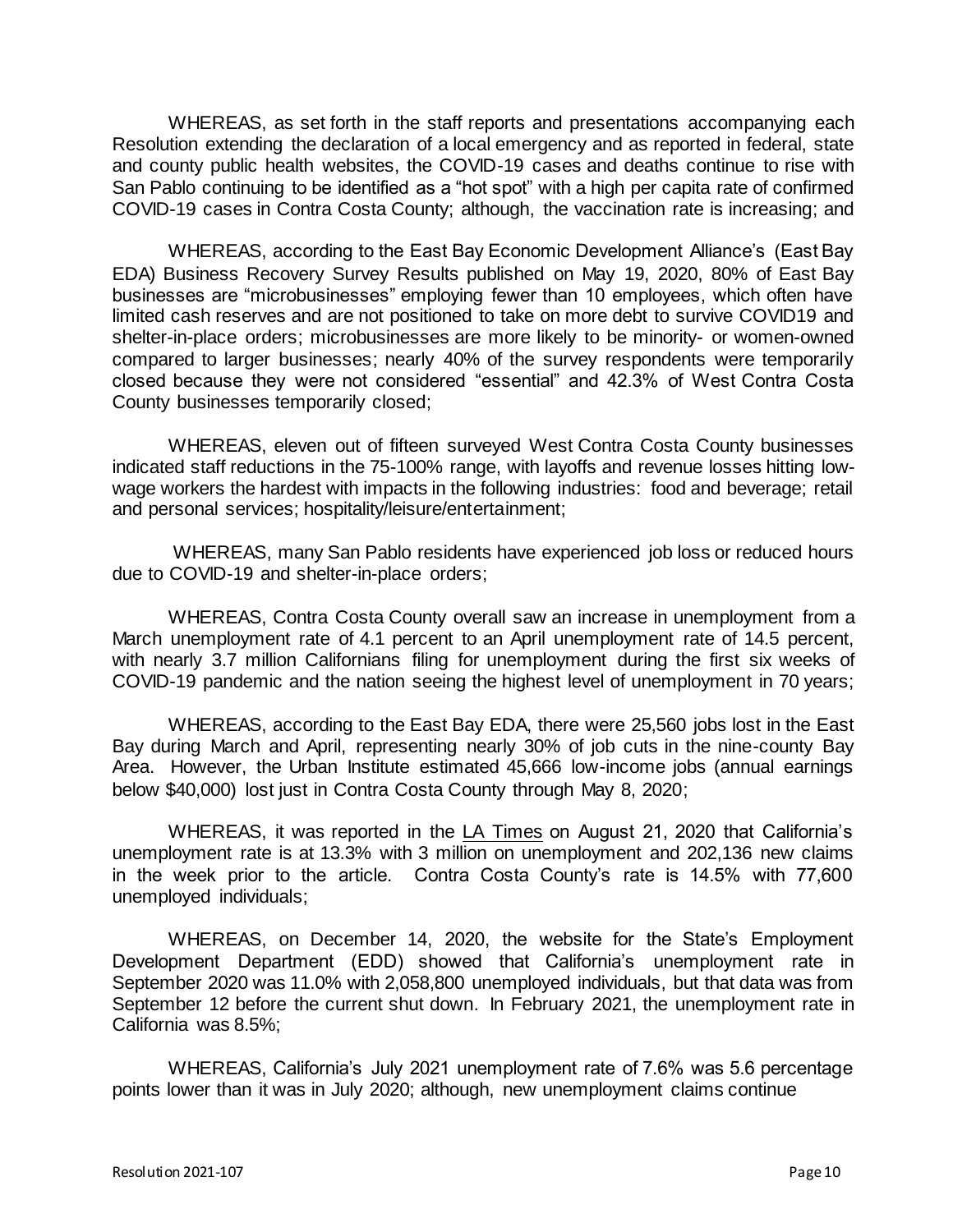WHEREAS, as set forth in the staff reports and presentations accompanying each Resolution extending the declaration of a local emergency and as reported in federal, state and county public health websites, the COVID-19 cases and deaths continue to rise with San Pablo continuing to be identified as a "hot spot" with a high per capita rate of confirmed COVID-19 cases in Contra Costa County; although, the vaccination rate is increasing; and

WHEREAS, according to the East Bay Economic Development Alliance's (East Bay EDA) Business Recovery Survey Results published on May 19, 2020, 80% of East Bay businesses are "microbusinesses" employing fewer than 10 employees, which often have limited cash reserves and are not positioned to take on more debt to survive COVID19 and shelter-in-place orders; microbusinesses are more likely to be minority- or women-owned compared to larger businesses; nearly 40% of the survey respondents were temporarily closed because they were not considered "essential" and 42.3% of West Contra Costa County businesses temporarily closed;

WHEREAS, eleven out of fifteen surveyed West Contra Costa County businesses indicated staff reductions in the 75-100% range, with layoffs and revenue losses hitting low-wage workers the hardest with impacts in the following industries: food and beverage; retail and personal services; hospitality/leisure/entertainment;

WHEREAS, many San Pablo residents have experienced job loss or reduced hours due to COVID-19 and shelter-in-place orders;

WHEREAS, Contra Costa County overall saw an increase in unemployment from a March unemployment rate of 4.1 percent to an April unemployment rate of 14.5 percent, with nearly 3.7 million Californians filing for unemployment during the first six weeks of COVID-19 pandemic and the nation seeing the highest level of unemployment in 70 years;

WHEREAS, according to the East Bay EDA, there were 25,560 jobs lost in the East Bay during March and April, representing nearly 30% of job cuts in the nine-county Bay Area. However, the Urban Institute estimated 45,666 low-income jobs (annual earnings below $40,000) lost just in Contra Costa County through May 8, 2020;

WHEREAS, it was reported in the LA Times on August 21, 2020 that California's unemployment rate is at 13.3% with 3 million on unemployment and 202,136 new claims in the week prior to the article. Contra Costa County's rate is 14.5% with 77,600 unemployed individuals;

WHEREAS, on December 14, 2020, the website for the State's Employment Development Department (EDD) showed that California's unemployment rate in September 2020 was 11.0% with 2,058,800 unemployed individuals, but that data was from September 12 before the current shut down. In February 2021, the unemployment rate in California was 8.5%;

WHEREAS, California's July 2021 unemployment rate of 7.6% was 5.6 percentage points lower than it was in July 2020; although, new unemployment claims continue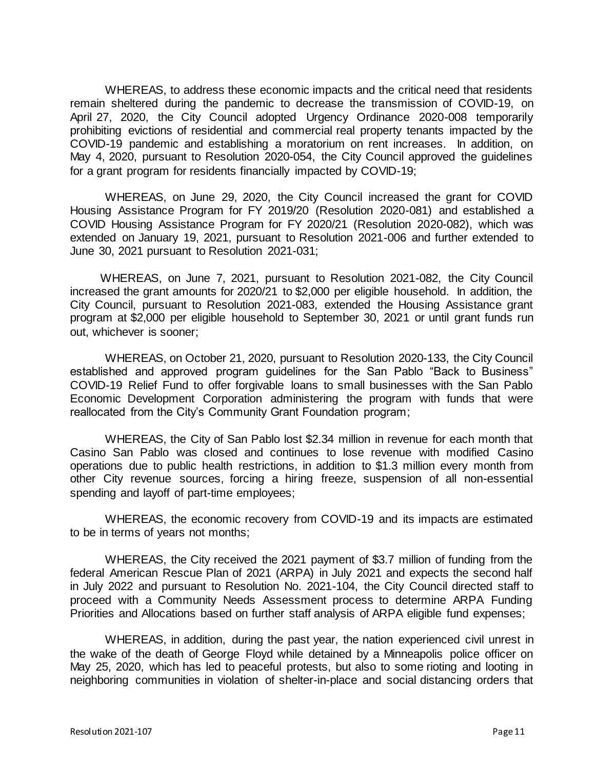WHEREAS, to address these economic impacts and the critical need that residents remain sheltered during the pandemic to decrease the transmission of COVID-19, on April 27, 2020, the City Council adopted Urgency Ordinance 2020-008 temporarily prohibiting evictions of residential and commercial real property tenants impacted by the COVID-19 pandemic and establishing a moratorium on rent increases. In addition, on May 4, 2020, pursuant to Resolution 2020-054, the City Council approved the guidelines for a grant program for residents financially impacted by COVID-19;

WHEREAS, on June 29, 2020, the City Council increased the grant for COVID Housing Assistance Program for FY 2019/20 (Resolution 2020-081) and established a COVID Housing Assistance Program for FY 2020/21 (Resolution 2020-082), which was extended on January 19, 2021, pursuant to Resolution 2021-006 and further extended to June 30, 2021 pursuant to Resolution 2021-031;

WHEREAS, on June 7, 2021, pursuant to Resolution 2021-082, the City Council increased the grant amounts for 2020/21 to $2,000 per eligible household. In addition, the City Council, pursuant to Resolution 2021-083, extended the Housing Assistance grant program at $2,000 per eligible household to September 30, 2021 or until grant funds run out, whichever is sooner;

WHEREAS, on October 21, 2020, pursuant to Resolution 2020-133, the City Council established and approved program guidelines for the San Pablo "Back to Business" COVID-19 Relief Fund to offer forgivable loans to small businesses with the San Pablo Economic Development Corporation administering the program with funds that were reallocated from the City's Community Grant Foundation program;

WHEREAS, the City of San Pablo lost $2.34 million in revenue for each month that Casino San Pablo was closed and continues to lose revenue with modified Casino operations due to public health restrictions, in addition to $1.3 million every month from other City revenue sources, forcing a hiring freeze, suspension of all non-essential spending and layoff of part-time employees;

WHEREAS, the economic recovery from COVID-19 and its impacts are estimated to be in terms of years not months;

WHEREAS, the City received the 2021 payment of $3.7 million of funding from the federal American Rescue Plan of 2021 (ARPA) in July 2021 and expects the second half in July 2022 and pursuant to Resolution No. 2021-104, the City Council directed staff to proceed with a Community Needs Assessment process to determine ARPA Funding Priorities and Allocations based on further staff analysis of ARPA eligible fund expenses;

WHEREAS, in addition, during the past year, the nation experienced civil unrest in the wake of the death of George Floyd while detained by a Minneapolis police officer on May 25, 2020, which has led to peaceful protests, but also to some rioting and looting in neighboring communities in violation of shelter-in-place and social distancing orders that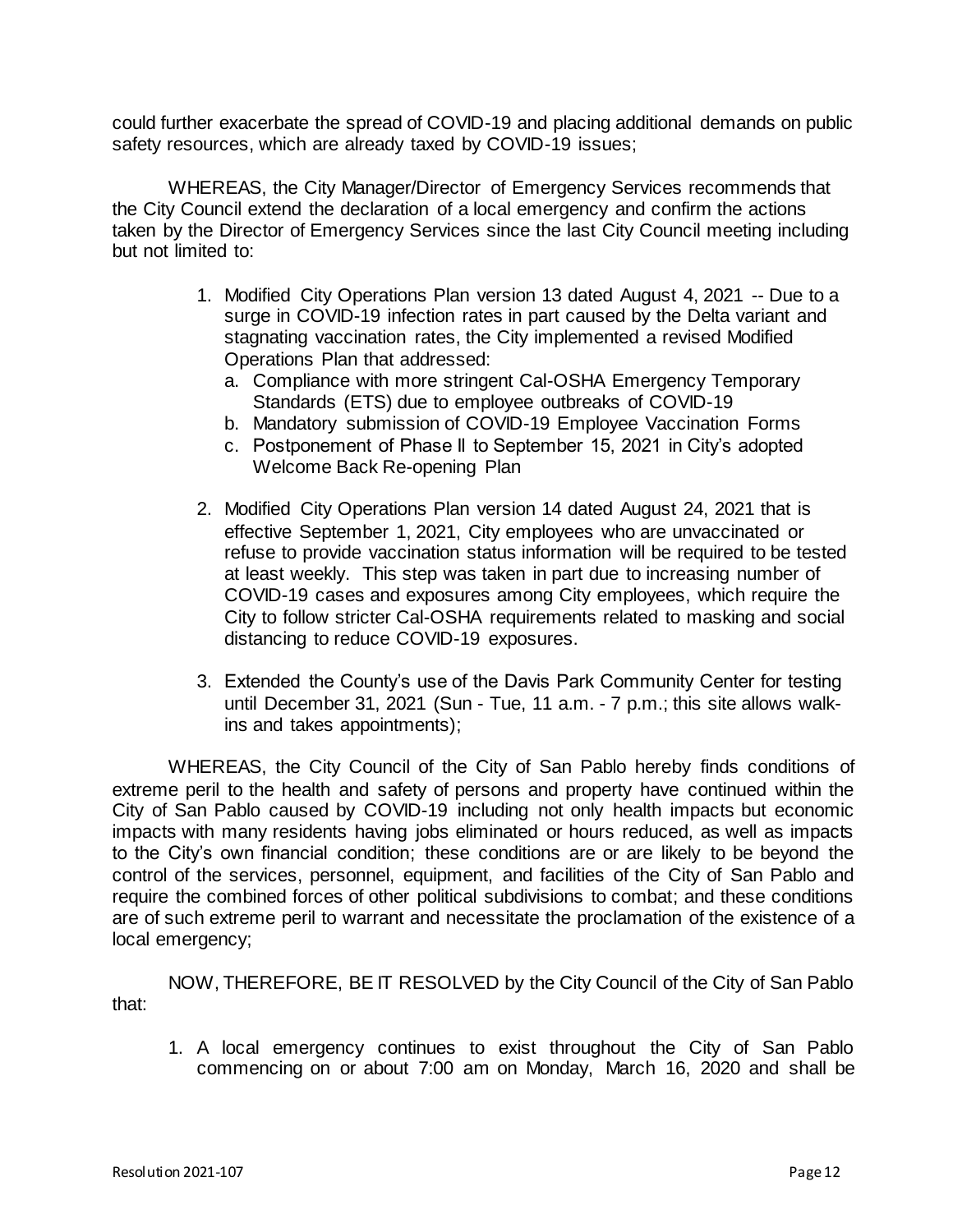could further exacerbate the spread of COVID-19 and placing additional demands on public safety resources, which are already taxed by COVID-19 issues;

WHEREAS, the City Manager/Director of Emergency Services recommends that the City Council extend the declaration of a local emergency and confirm the actions taken by the Director of Emergency Services since the last City Council meeting including but not limited to:

1. Modified City Operations Plan version 13 dated August 4, 2021 -- Due to a surge in COVID-19 infection rates in part caused by the Delta variant and stagnating vaccination rates, the City implemented a revised Modified Operations Plan that addressed:
   a. Compliance with more stringent Cal-OSHA Emergency Temporary Standards (ETS) due to employee outbreaks of COVID-19
   b. Mandatory submission of COVID-19 Employee Vaccination Forms
   c. Postponement of Phase II to September 15, 2021 in City's adopted Welcome Back Re-opening Plan

2. Modified City Operations Plan version 14 dated August 24, 2021 that is effective September 1, 2021, City employees who are unvaccinated or refuse to provide vaccination status information will be required to be tested at least weekly. This step was taken in part due to increasing number of COVID-19 cases and exposures among City employees, which require the City to follow stricter Cal-OSHA requirements related to masking and social distancing to reduce COVID-19 exposures.

3. Extended the County's use of the Davis Park Community Center for testing until December 31, 2021 (Sun - Tue, 11 a.m. - 7 p.m.; this site allows walk-ins and takes appointments);

WHEREAS, the City Council of the City of San Pablo hereby finds conditions of extreme peril to the health and safety of persons and property have continued within the City of San Pablo caused by COVID-19 including not only health impacts but economic impacts with many residents having jobs eliminated or hours reduced, as well as impacts to the City's own financial condition; these conditions are or are likely to be beyond the control of the services, personnel, equipment, and facilities of the City of San Pablo and require the combined forces of other political subdivisions to combat; and these conditions are of such extreme peril to warrant and necessitate the proclamation of the existence of a local emergency;

NOW, THEREFORE, BE IT RESOLVED by the City Council of the City of San Pablo that:

1. A local emergency continues to exist throughout the City of San Pablo commencing on or about 7:00 am on Monday, March 16, 2020 and shall be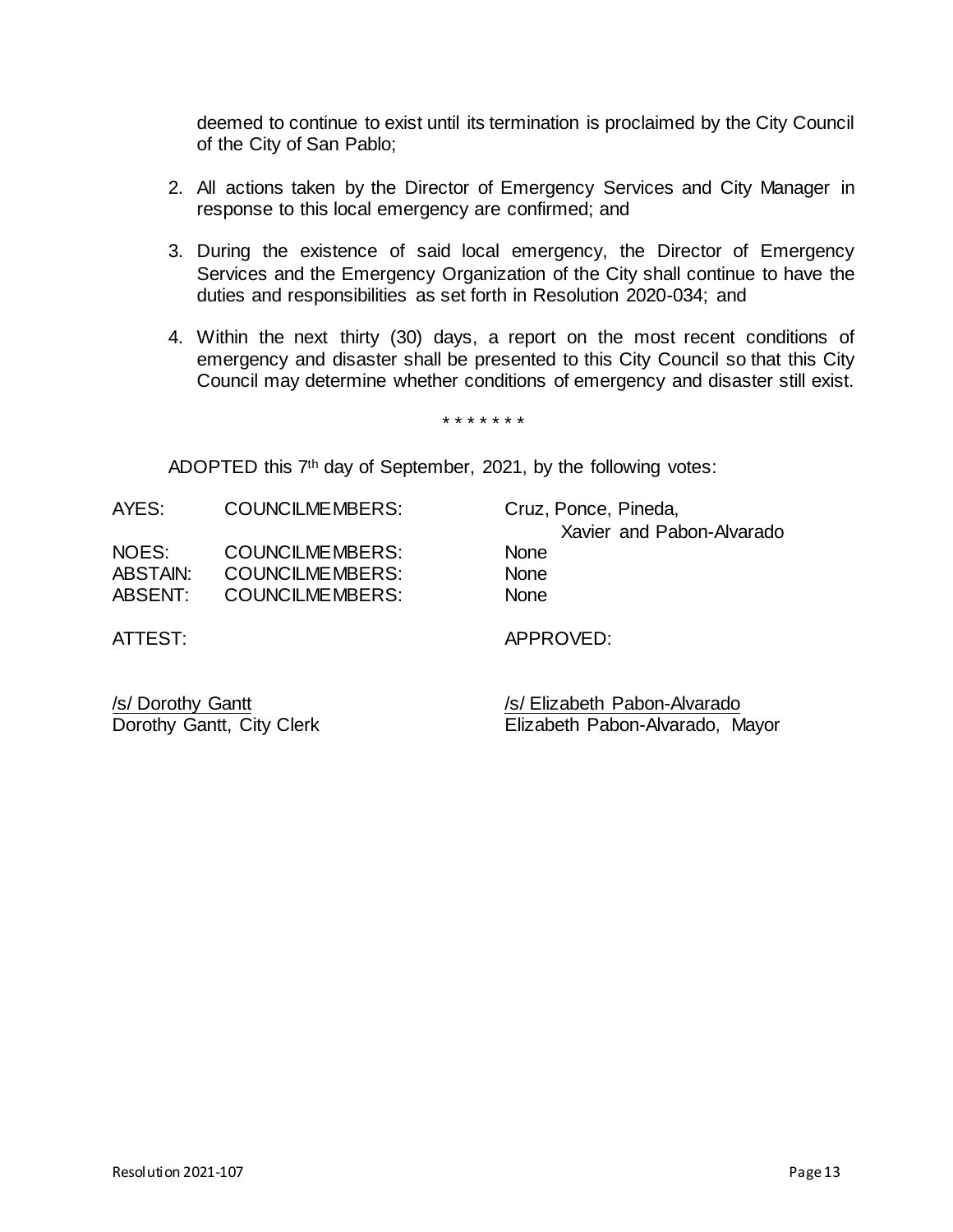deemed to continue to exist until its termination is proclaimed by the City Council of the City of San Pablo;

2. All actions taken by the Director of Emergency Services and City Manager in response to this local emergency are confirmed; and

3. During the existence of said local emergency, the Director of Emergency Services and the Emergency Organization of the City shall continue to have the duties and responsibilities as set forth in Resolution 2020-034; and

4. Within the next thirty (30) days, a report on the most recent conditions of emergency and disaster shall be presented to this City Council so that this City Council may determine whether conditions of emergency and disaster still exist.

\* \* \* \* \* \* \*

ADOPTED this 7th day of September, 2021, by the following votes:

| | | |
|---|---|---|
| AYES: | COUNCILMEMBERS: | Cruz, Ponce, Pineda, Xavier and Pabon-Alvarado |
| NOES: | COUNCILMEMBERS: | None |
| ABSTAIN: | COUNCILMEMBERS: | None |
| ABSENT: | COUNCILMEMBERS: | None |

ATTEST:

/s/ Dorothy Gantt
Dorothy Gantt, City Clerk

APPROVED:

/s/ Elizabeth Pabon-Alvarado
Elizabeth Pabon-Alvarado, Mayor